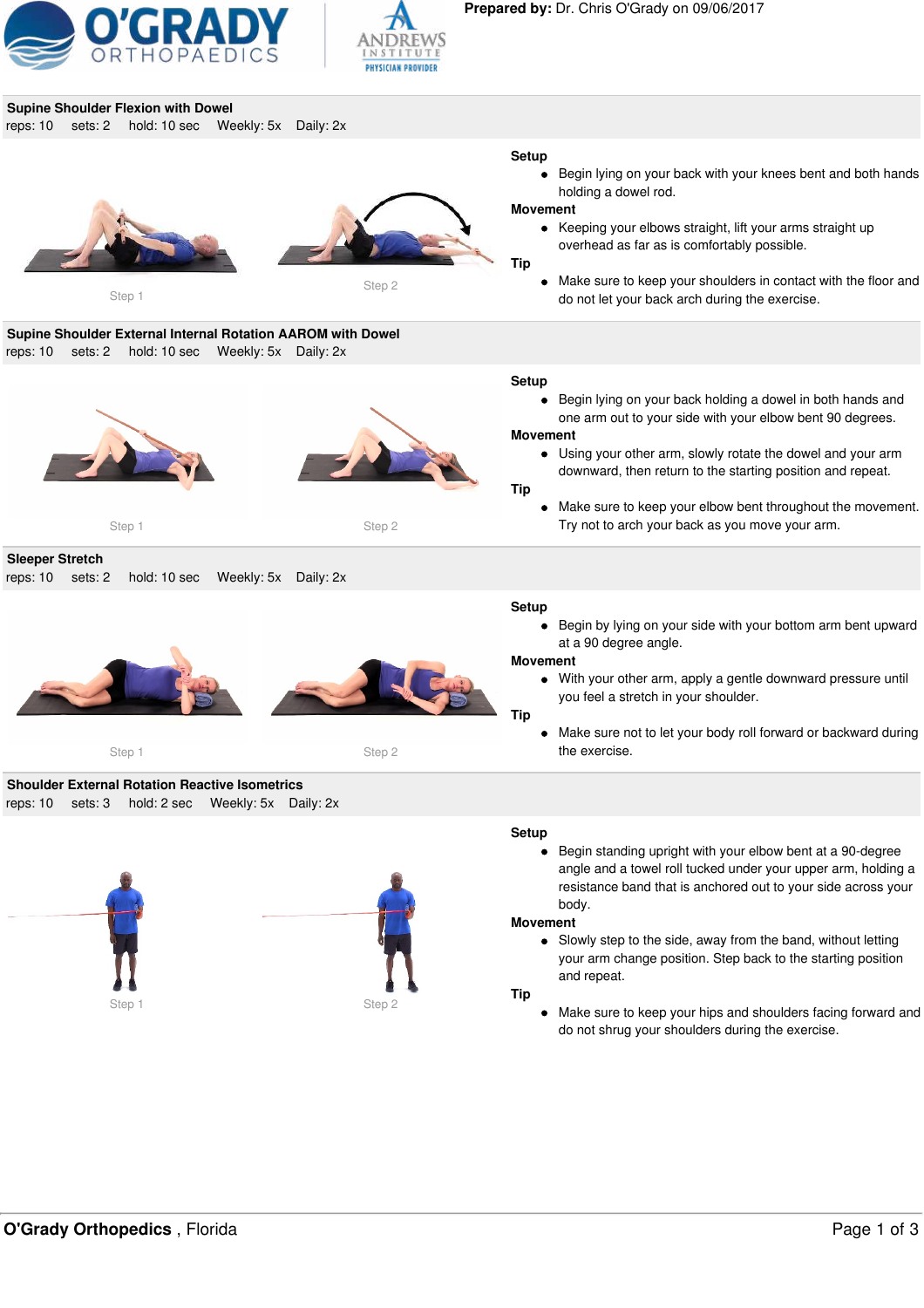O'GRADY ORTHOPAEDICS

ANDREWS INSTITUTE PHYSICIAN PROVIDER

**Prepared by:** Dr. Chris O'Grady on 09/06/2017

## Supine Shoulder Flexion with Dowel

reps: 10 sets: 2 hold: 10 sec Weekly: 5x Daily: 2x

Step 1

Step 2

**Setup**

- Begin lying on your back with your knees bent and both hands holding a dowel rod.

**Movement**

- Keeping your elbows straight, lift your arms straight up overhead as far as is comfortably possible.

**Tip**

- Make sure to keep your shoulders in contact with the floor and do not let your back arch during the exercise.

## Supine Shoulder External Internal Rotation AAROM with Dowel

reps: 10 sets: 2 hold: 10 sec Weekly: 5x Daily: 2x

Step 1

Step 2

**Setup**

- Begin lying on your back holding a dowel in both hands and one arm out to your side with your elbow bent 90 degrees.

**Movement**

- Using your other arm, slowly rotate the dowel and your arm downward, then return to the starting position and repeat.

**Tip**

- Make sure to keep your elbow bent throughout the movement. Try not to arch your back as you move your arm.

## Sleeper Stretch

reps: 10 sets: 2 hold: 10 sec Weekly: 5x Daily: 2x

Step 1

Step 2

**Setup**

- Begin by lying on your side with your bottom arm bent upward at a 90 degree angle.

**Movement**

- With your other arm, apply a gentle downward pressure until you feel a stretch in your shoulder.

**Tip**

- Make sure not to let your body roll forward or backward during the exercise.

## Shoulder External Rotation Reactive Isometrics

reps: 10 sets: 3 hold: 2 sec Weekly: 5x Daily: 2x

Step 1

Step 2

**Setup**

- Begin standing upright with your elbow bent at a 90-degree angle and a towel roll tucked under your upper arm, holding a resistance band that is anchored out to your side across your body.

**Movement**

- Slowly step to the side, away from the band, without letting your arm change position. Step back to the starting position and repeat.

**Tip**

- Make sure to keep your hips and shoulders facing forward and do not shrug your shoulders during the exercise.

**O'Grady Orthopedics** , Florida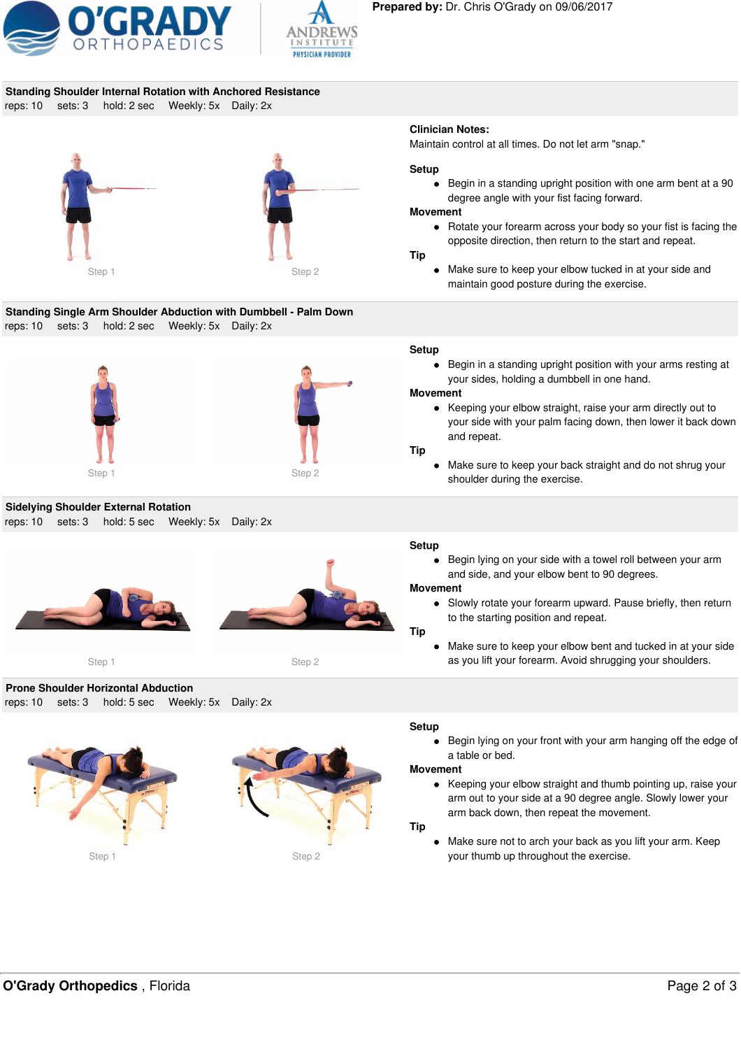**Prepared by:** Dr. Chris O'Grady on 09/06/2017

## Standing Shoulder Internal Rotation with Anchored Resistance

reps: 10 sets: 3 hold: 2 sec Weekly: 5x Daily: 2x

Step 1 Step 2

**Clinician Notes:**
Maintain control at all times. Do not let arm "snap."

**Setup**

- Begin in a standing upright position with one arm bent at a 90 degree angle with your fist facing forward.

**Movement**

- Rotate your forearm across your body so your fist is facing the opposite direction, then return to the start and repeat.

**Tip**

- Make sure to keep your elbow tucked in at your side and maintain good posture during the exercise.

## Standing Single Arm Shoulder Abduction with Dumbbell - Palm Down

reps: 10 sets: 3 hold: 2 sec Weekly: 5x Daily: 2x

Step 1 Step 2

**Setup**

- Begin in a standing upright position with your arms resting at your sides, holding a dumbbell in one hand.

**Movement**

- Keeping your elbow straight, raise your arm directly out to your side with your palm facing down, then lower it back down and repeat.

**Tip**

- Make sure to keep your back straight and do not shrug your shoulder during the exercise.

## Sidelying Shoulder External Rotation

reps: 10 sets: 3 hold: 5 sec Weekly: 5x Daily: 2x

Step 1 Step 2

**Setup**

- Begin lying on your side with a towel roll between your arm and side, and your elbow bent to 90 degrees.

**Movement**

- Slowly rotate your forearm upward. Pause briefly, then return to the starting position and repeat.

**Tip**

- Make sure to keep your elbow bent and tucked in at your side as you lift your forearm. Avoid shrugging your shoulders.

## Prone Shoulder Horizontal Abduction

reps: 10 sets: 3 hold: 5 sec Weekly: 5x Daily: 2x

Step 1 Step 2

**Setup**

- Begin lying on your front with your arm hanging off the edge of a table or bed.

**Movement**

- Keeping your elbow straight and thumb pointing up, raise your arm out to your side at a 90 degree angle. Slowly lower your arm back down, then repeat the movement.

**Tip**

- Make sure not to arch your back as you lift your arm. Keep your thumb up throughout the exercise.

**O'Grady Orthopedics** , Florida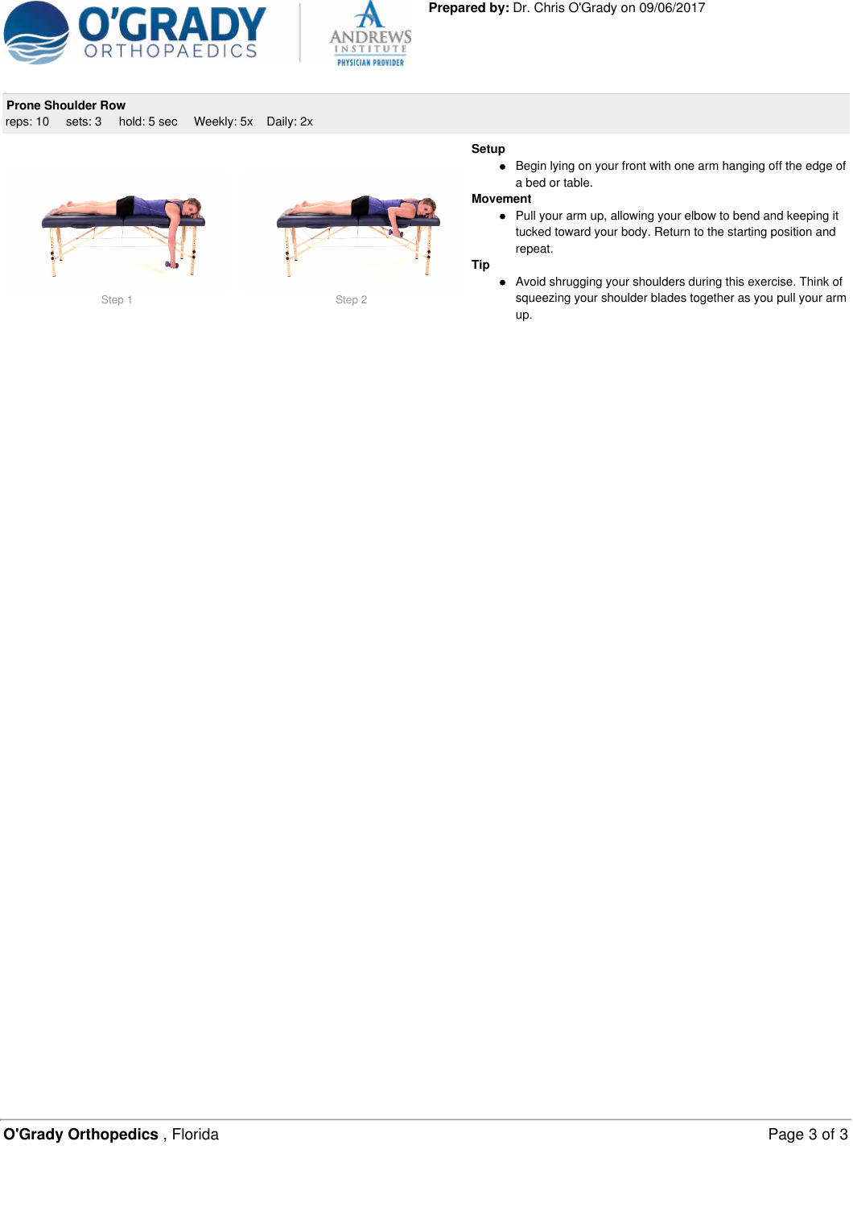**Prepared by:** Dr. Chris O'Grady on 09/06/2017

## Prone Shoulder Row

reps: 10    sets: 3    hold: 5 sec    Weekly: 5x    Daily: 2x

Step 1

Step 2

**Setup**

- Begin lying on your front with one arm hanging off the edge of a bed or table.

**Movement**

- Pull your arm up, allowing your elbow to bend and keeping it tucked toward your body. Return to the starting position and repeat.

**Tip**

- Avoid shrugging your shoulders during this exercise. Think of squeezing your shoulder blades together as you pull your arm up.

**O'Grady Orthopedics** , Florida